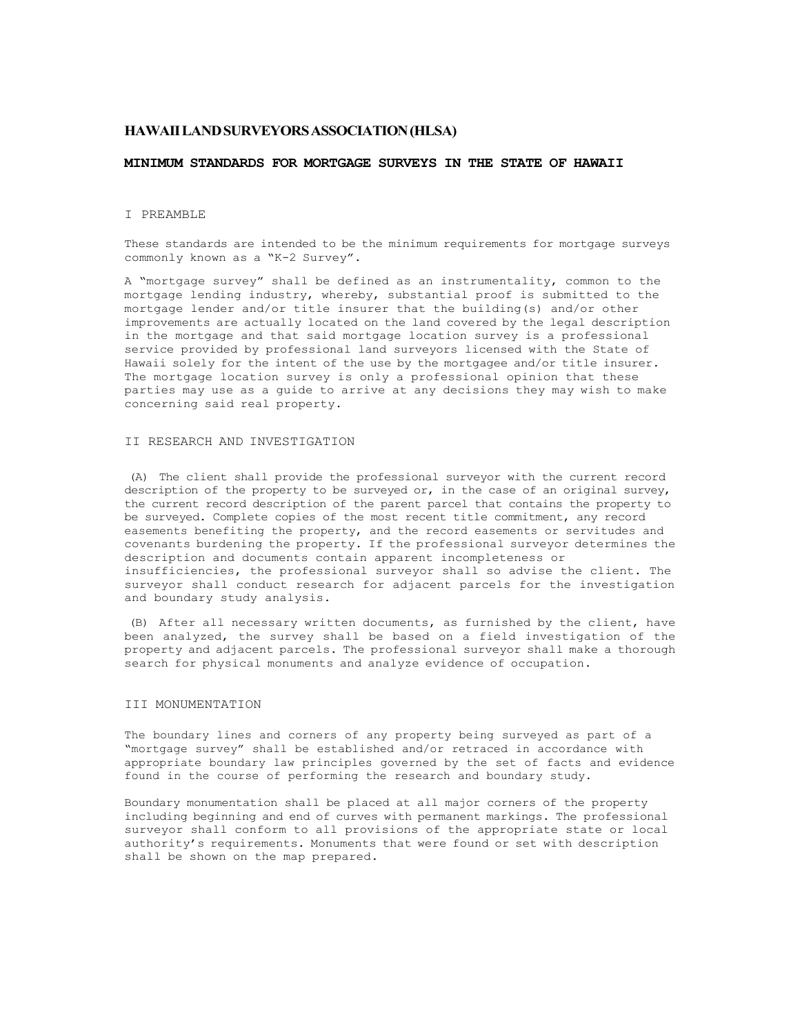# HAWAII LAND SURVEYORS ASSOCIATION (HLSA)

## MINIMUM STANDARDS FOR MORTGAGE SURVEYS IN THE STATE OF HAWAII

### I PREAMBLE

These standards are intended to be the minimum requirements for mortgage surveys commonly known as a "K-2 Survey".

A "mortgage survey" shall be defined as an instrumentality, common to the mortgage lending industry, whereby, substantial proof is submitted to the mortgage lender and/or title insurer that the building(s) and/or other improvements are actually located on the land covered by the legal description in the mortgage and that said mortgage location survey is a professional service provided by professional land surveyors licensed with the State of Hawaii solely for the intent of the use by the mortgagee and/or title insurer. The mortgage location survey is only a professional opinion that these parties may use as a guide to arrive at any decisions they may wish to make concerning said real property.

### II RESEARCH AND INVESTIGATION

(A) The client shall provide the professional surveyor with the current record description of the property to be surveyed or, in the case of an original survey, the current record description of the parent parcel that contains the property to be surveyed. Complete copies of the most recent title commitment, any record easements benefiting the property, and the record easements or servitudes and covenants burdening the property. If the professional surveyor determines the description and documents contain apparent incompleteness or insufficiencies, the professional surveyor shall so advise the client. The surveyor shall conduct research for adjacent parcels for the investigation and boundary study analysis.

(B) After all necessary written documents, as furnished by the client, have been analyzed, the survey shall be based on a field investigation of the property and adjacent parcels. The professional surveyor shall make a thorough search for physical monuments and analyze evidence of occupation.

### III MONUMENTATION

The boundary lines and corners of any property being surveyed as part of a "mortgage survey" shall be established and/or retraced in accordance with appropriate boundary law principles governed by the set of facts and evidence found in the course of performing the research and boundary study.

Boundary monumentation shall be placed at all major corners of the property including beginning and end of curves with permanent markings. The professional surveyor shall conform to all provisions of the appropriate state or local authority's requirements. Monuments that were found or set with description shall be shown on the map prepared.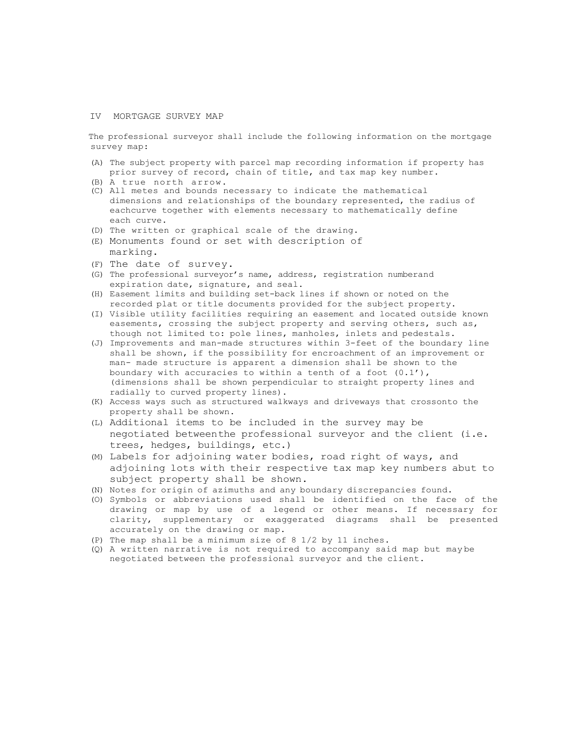## IV MORTGAGE SURVEY MAP

The professional surveyor shall include the following information on the mortgage survey map:

(A) The subject property with parcel map recording information if property has prior survey of record, chain of title, and tax map key number.

(B) A true north arrow.

(C) All metes and bounds necessary to indicate the mathematical dimensions and relationships of the boundary represented, the radius of eachcurve together with elements necessary to mathematically define each curve.

(D) The written or graphical scale of the drawing.

(E) Monuments found or set with description of marking.

(F) The date of survey.

(G) The professional surveyor's name, address, registration numberand expiration date, signature, and seal.

(H) Easement limits and building set-back lines if shown or noted on the recorded plat or title documents provided for the subject property.

(I) Visible utility facilities requiring an easement and located outside known easements, crossing the subject property and serving others, such as, though not limited to: pole lines, manholes, inlets and pedestals.

(J) Improvements and man-made structures within 3-feet of the boundary line shall be shown, if the possibility for encroachment of an improvement or man- made structure is apparent a dimension shall be shown to the boundary with accuracies to within a tenth of a foot (0.1'), (dimensions shall be shown perpendicular to straight property lines and radially to curved property lines).

(K) Access ways such as structured walkways and driveways that crossonto the property shall be shown.

(L) Additional items to be included in the survey may be negotiated betweenthe professional surveyor and the client (i.e. trees, hedges, buildings, etc.)

(M) Labels for adjoining water bodies, road right of ways, and adjoining lots with their respective tax map key numbers abut to subject property shall be shown.

(N) Notes for origin of azimuths and any boundary discrepancies found.

(O) Symbols or abbreviations used shall be identified on the face of the drawing or map by use of a legend or other means. If necessary for clarity, supplementary or exaggerated diagrams shall be presented accurately on the drawing or map.

(P) The map shall be a minimum size of 8 1/2 by 11 inches.

(Q) A written narrative is not required to accompany said map but maybe negotiated between the professional surveyor and the client.